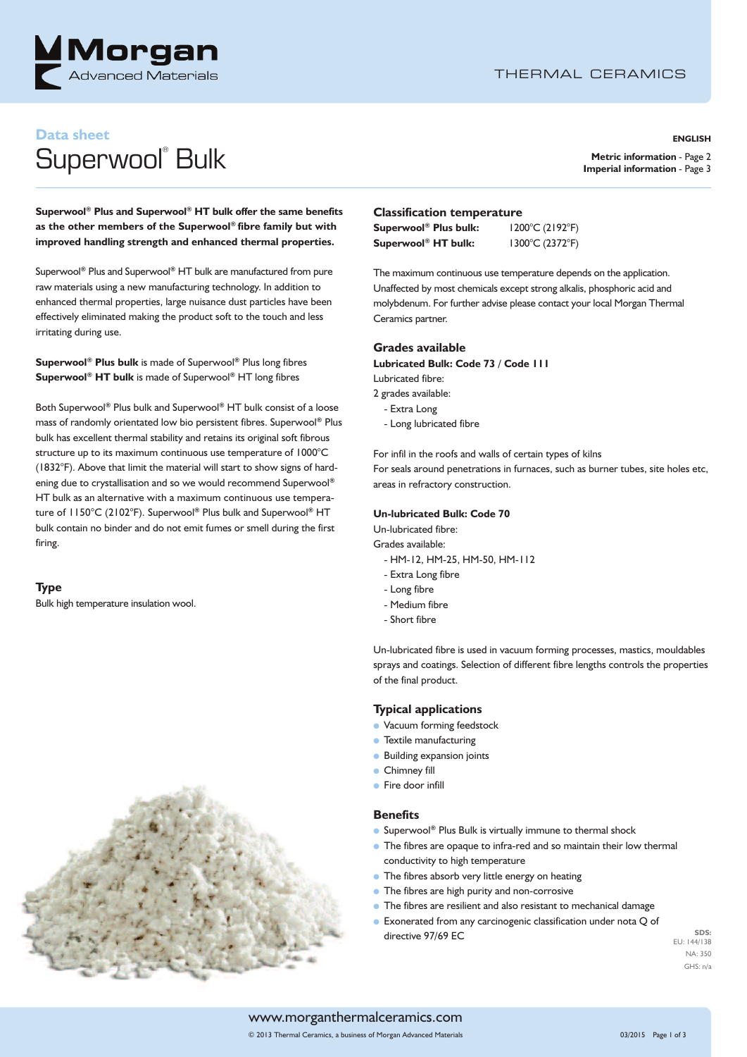Data sheet

# Superwool® Bulk

**ENGLISH**

**Metric information** - Page 2
**Imperial information** - Page 3

**Superwool® Plus and Superwool® HT bulk offer the same benefits as the other members of the Superwool® fibre family but with improved handling strength and enhanced thermal properties.**

Superwool® Plus and Superwool® HT bulk are manufactured from pure raw materials using a new manufacturing technology. In addition to enhanced thermal properties, large nuisance dust particles have been effectively eliminated making the product soft to the touch and less irritating during use.

**Superwool® Plus bulk** is made of Superwool® Plus long fibres
**Superwool® HT bulk** is made of Superwool® HT long fibres

Both Superwool® Plus bulk and Superwool® HT bulk consist of a loose mass of randomly orientated low bio persistent fibres. Superwool® Plus bulk has excellent thermal stability and retains its original soft fibrous structure up to its maximum continuous use temperature of 1000°C (1832°F). Above that limit the material will start to show signs of hardening due to crystallisation and so we would recommend Superwool® HT bulk as an alternative with a maximum continuous use temperature of 1150°C (2102°F). Superwool® Plus bulk and Superwool® HT bulk contain no binder and do not emit fumes or smell during the first firing.

## Type

Bulk high temperature insulation wool.

## Classification temperature

**Superwool® Plus bulk:** 1200°C (2192°F)
**Superwool® HT bulk:** 1300°C (2372°F)

The maximum continuous use temperature depends on the application. Unaffected by most chemicals except strong alkalis, phosphoric acid and molybdenum. For further advise please contact your local Morgan Thermal Ceramics partner.

## Grades available

**Lubricated Bulk: Code 73 / Code 111**

Lubricated fibre:
2 grades available:
- Extra Long
- Long lubricated fibre

For infil in the roofs and walls of certain types of kilns
For seals around penetrations in furnaces, such as burner tubes, site holes etc, areas in refractory construction.

**Un-lubricated Bulk: Code 70**

Un-lubricated fibre:
Grades available:
- HM-12, HM-25, HM-50, HM-112
- Extra Long fibre
- Long fibre
- Medium fibre
- Short fibre

Un-lubricated fibre is used in vacuum forming processes, mastics, mouldables sprays and coatings. Selection of different fibre lengths controls the properties of the final product.

## Typical applications

- Vacuum forming feedstock
- Textile manufacturing
- Building expansion joints
- Chimney fill
- Fire door infill

## Benefits

- Superwool® Plus Bulk is virtually immune to thermal shock
- The fibres are opaque to infra-red and so maintain their low thermal conductivity to high temperature
- The fibres absorb very little energy on heating
- The fibres are high purity and non-corrosive
- The fibres are resilient and also resistant to mechanical damage
- Exonerated from any carcinogenic classification under nota Q of directive 97/69 EC

**SDS:**
EU: 144/138
NA: 350
GHS: n/a

www.morganthermalceramics.com

© 2013 Thermal Ceramics, a business of Morgan Advanced Materials

03/2015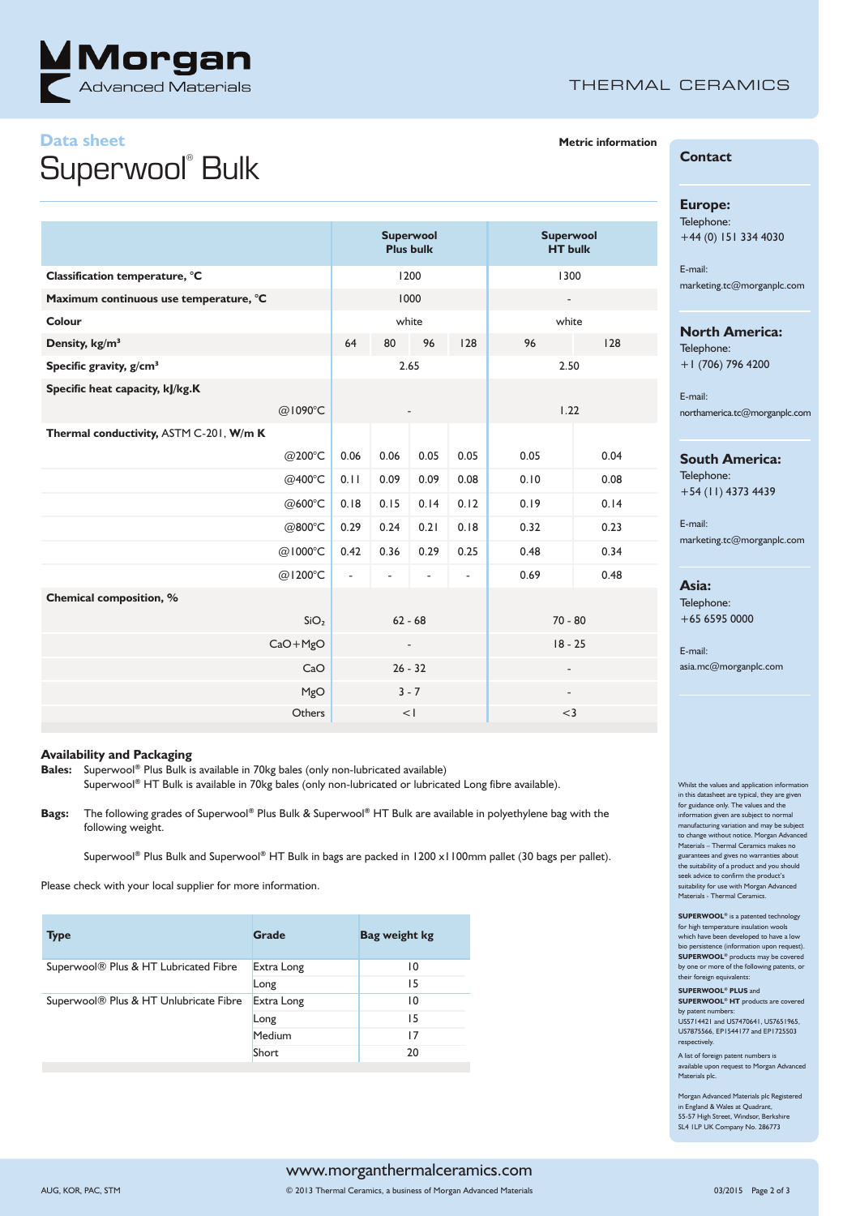Data sheet

# Superwool® Bulk

**Metric information**

| | Superwool Plus bulk | | | | Superwool HT bulk | |
|---|---|---|---|---|---|---|
| **Classification temperature, °C** | 1200 | | | | 1300 | |
| **Maximum continuous use temperature, °C** | 1000 | | | | - | |
| **Colour** | white | | | | white | |
| **Density, kg/m³** | 64 | 80 | 96 | 128 | 96 | 128 |
| **Specific gravity, g/cm³** | 2.65 | | | | 2.50 | |
| **Specific heat capacity, kJ/kg.K** | | | | | | |
| @1090°C | - | | | | 1.22 | |
| **Thermal conductivity**, ASTM C-201, **W/m K** | | | | | | |
| @200°C | 0.06 | 0.06 | 0.05 | 0.05 | 0.05 | 0.04 |
| @400°C | 0.11 | 0.09 | 0.09 | 0.08 | 0.10 | 0.08 |
| @600°C | 0.18 | 0.15 | 0.14 | 0.12 | 0.19 | 0.14 |
| @800°C | 0.29 | 0.24 | 0.21 | 0.18 | 0.32 | 0.23 |
| @1000°C | 0.42 | 0.36 | 0.29 | 0.25 | 0.48 | 0.34 |
| @1200°C | - | - | - | - | 0.69 | 0.48 |
| **Chemical composition, %** | | | | | | |
| $SiO_2$ | 62 - 68 | | | | 70 - 80 | |
| CaO+MgO | - | | | | 18 - 25 | |
| CaO | 26 - 32 | | | | - | |
| MgO | 3 - 7 | | | | - | |
| Others | <1 | | | | <3 | |

### Availability and Packaging

**Bales:** Superwool® Plus Bulk is available in 70kg bales (only non-lubricated available)
Superwool® HT Bulk is available in 70kg bales (only non-lubricated or lubricated Long fibre available).

**Bags:** The following grades of Superwool® Plus Bulk & Superwool® HT Bulk are available in polyethylene bag with the following weight.

Superwool® Plus Bulk and Superwool® HT Bulk in bags are packed in 1200 x1100mm pallet (30 bags per pallet).

Please check with your local supplier for more information.

| Type | Grade | Bag weight kg |
|---|---|---|
| Superwool® Plus & HT Lubricated Fibre | Extra Long | 10 |
| | Long | 15 |
| Superwool® Plus & HT Unlubricate Fibre | Extra Long | 10 |
| | Long | 15 |
| | Medium | 17 |
| | Short | 20 |

## Contact

**Europe:**
Telephone:
+44 (0) 151 334 4030

E-mail:
marketing.tc@morganplc.com

**North America:**
Telephone:
+1 (706) 796 4200

E-mail:
northamerica.tc@morganplc.com

**South America:**
Telephone:
+54 (11) 4373 4439

E-mail:
marketing.tc@morganplc.com

**Asia:**
Telephone:
+65 6595 0000

E-mail:
asia.mc@morganplc.com

Whilst the values and application information in this datasheet are typical, they are given for guidance only. The values and the information given are subject to normal manufacturing variation and may be subject to change without notice. Morgan Advanced Materials – Thermal Ceramics makes no guarantees and gives no warranties about the suitability of a product and you should seek advice to confirm the product's suitability for use with Morgan Advanced Materials - Thermal Ceramics.

**SUPERWOOL®** is a patented technology for high temperature insulation wools which have been developed to have a low bio persistence (information upon request). **SUPERWOOL®** products may be covered by one or more of the following patents, or their foreign equivalents:

**SUPERWOOL® PLUS** and **SUPERWOOL® HT** products are covered by patent numbers:
US5714421 and US7470641, US7651965, US7875566, EP1544177 and EP1725503 respectively.

A list of foreign patent numbers is available upon request to Morgan Advanced Materials plc.

Morgan Advanced Materials plc Registered in England & Wales at Quadrant, 55-57 High Street, Windsor, Berkshire SL4 1LP UK Company No. 286773

www.morganthermalceramics.com

AUG, KOR, PAC, STM

© 2013 Thermal Ceramics, a business of Morgan Advanced Materials

03/2015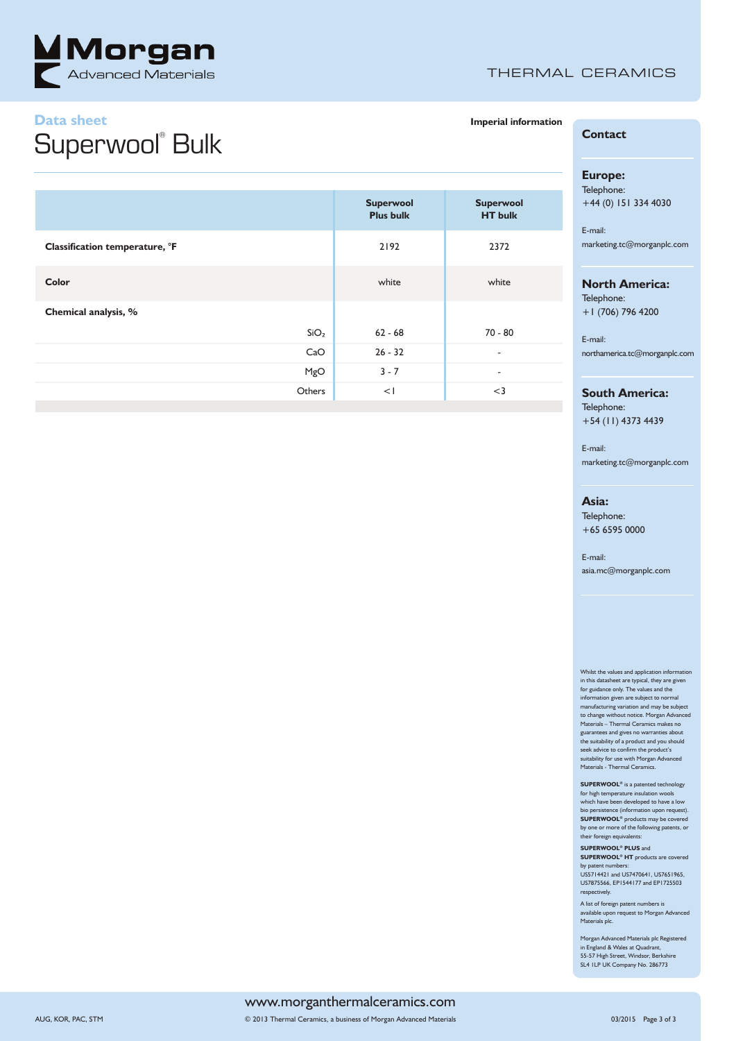THERMAL CERAMICS

Data sheet

# Superwool® Bulk

Imperial information

| | Superwool Plus bulk | Superwool HT bulk |
|---|---|---|
| **Classification temperature, °F** | 2192 | 2372 |
| **Color** | white | white |
| **Chemical analysis, %** | | |
| $SiO_2$ | 62 - 68 | 70 - 80 |
| CaO | 26 - 32 | - |
| MgO | 3 - 7 | - |
| Others | <1 | <3 |

## Contact

**Europe:**
Telephone:
+44 (0) 151 334 4030

E-mail:
marketing.tc@morganplc.com

**North America:**
Telephone:
+1 (706) 796 4200

E-mail:
northamerica.tc@morganplc.com

**South America:**
Telephone:
+54 (11) 4373 4439

E-mail:
marketing.tc@morganplc.com

**Asia:**
Telephone:
+65 6595 0000

E-mail:
asia.mc@morganplc.com

Whilst the values and application information in this datasheet are typical, they are given for guidance only. The values and the information given are subject to normal manufacturing variation and may be subject to change without notice. Morgan Advanced Materials – Thermal Ceramics makes no guarantees and gives no warranties about the suitability of a product and you should seek advice to confirm the product's suitability for use with Morgan Advanced Materials - Thermal Ceramics.

**SUPERWOOL®** is a patented technology for high temperature insulation wools which have been developed to have a low bio persistence (information upon request). **SUPERWOOL®** products may be covered by one or more of the following patents, or their foreign equivalents:

**SUPERWOOL® PLUS** and **SUPERWOOL® HT** products are covered by patent numbers:
US5714421 and US7470641, US7651965, US7875566, EP1544177 and EP1725503 respectively.

A list of foreign patent numbers is available upon request to Morgan Advanced Materials plc.

Morgan Advanced Materials plc Registered in England & Wales at Quadrant, 55-57 High Street, Windsor, Berkshire SL4 1LP UK Company No. 286773

www.morganthermalceramics.com

AUG, KOR, PAC, STM

© 2013 Thermal Ceramics, a business of Morgan Advanced Materials

03/2015